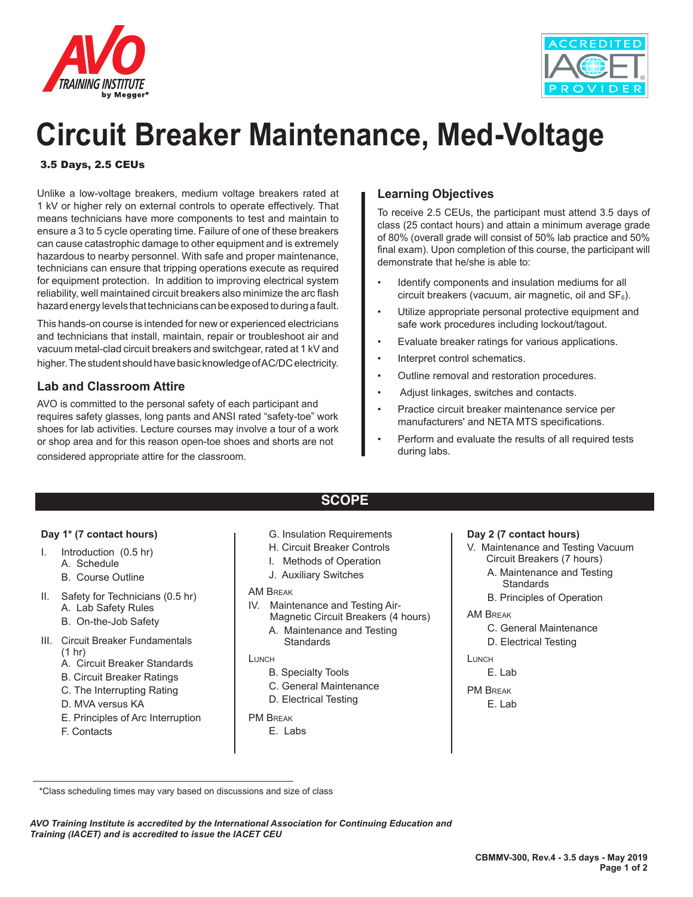# Circuit Breaker Maintenance, Med-Voltage

**3.5 Days, 2.5 CEUs**

Unlike a low-voltage breakers, medium voltage breakers rated at 1 kV or higher rely on external controls to operate effectively. That means technicians have more components to test and maintain to ensure a 3 to 5 cycle operating time. Failure of one of these breakers can cause catastrophic damage to other equipment and is extremely hazardous to nearby personnel. With safe and proper maintenance, technicians can ensure that tripping operations execute as required for equipment protection. In addition to improving electrical system reliability, well maintained circuit breakers also minimize the arc flash hazard energy levels that technicians can be exposed to during a fault.

This hands-on course is intended for new or experienced electricians and technicians that install, maintain, repair or troubleshoot air and vacuum metal-clad circuit breakers and switchgear, rated at 1 kV and higher. The student should have basic knowledge of AC/DC electricity.

## Lab and Classroom Attire

AVO is committed to the personal safety of each participant and requires safety glasses, long pants and ANSI rated "safety-toe" work shoes for lab activities. Lecture courses may involve a tour of a work or shop area and for this reason open-toe shoes and shorts are not considered appropriate attire for the classroom.

## Learning Objectives

To receive 2.5 CEUs, the participant must attend 3.5 days of class (25 contact hours) and attain a minimum average grade of 80% (overall grade will consist of 50% lab practice and 50% final exam). Upon completion of this course, the participant will demonstrate that he/she is able to:

- Identify components and insulation mediums for all circuit breakers (vacuum, air magnetic, oil and $SF_6$).
- Utilize appropriate personal protective equipment and safe work procedures including lockout/tagout.
- Evaluate breaker ratings for various applications.
- Interpret control schematics.
- Outline removal and restoration procedures.
- Adjust linkages, switches and contacts.
- Practice circuit breaker maintenance service per manufacturers' and NETA MTS specifications.
- Perform and evaluate the results of all required tests during labs.

## SCOPE

**Day 1\* (7 contact hours)**

I. Introduction (0.5 hr)
   - A. Schedule
   - B. Course Outline

II. Safety for Technicians (0.5 hr)
   - A. Lab Safety Rules
   - B. On-the-Job Safety

III. Circuit Breaker Fundamentals (1 hr)
   - A. Circuit Breaker Standards
   - B. Circuit Breaker Ratings
   - C. The Interrupting Rating
   - D. MVA versus KA
   - E. Principles of Arc Interruption
   - F. Contacts
   - G. Insulation Requirements
   - H. Circuit Breaker Controls
   - I. Methods of Operation
   - J. Auxiliary Switches

AM Break

IV. Maintenance and Testing Air-Magnetic Circuit Breakers (4 hours)
   - A. Maintenance and Testing Standards

Lunch

   - B. Specialty Tools
   - C. General Maintenance
   - D. Electrical Testing

PM Break

   - E. Labs

**Day 2 (7 contact hours)**

V. Maintenance and Testing Vacuum Circuit Breakers (7 hours)
   - A. Maintenance and Testing Standards
   - B. Principles of Operation

AM Break

   - C. General Maintenance
   - D. Electrical Testing

Lunch

   - E. Lab

PM Break

   - E. Lab

\*Class scheduling times may vary based on discussions and size of class

*AVO Training Institute is accredited by the International Association for Continuing Education and Training (IACET) and is accredited to issue the IACET CEU*

CBMMV-300, Rev.4 - 3.5 days - May 2019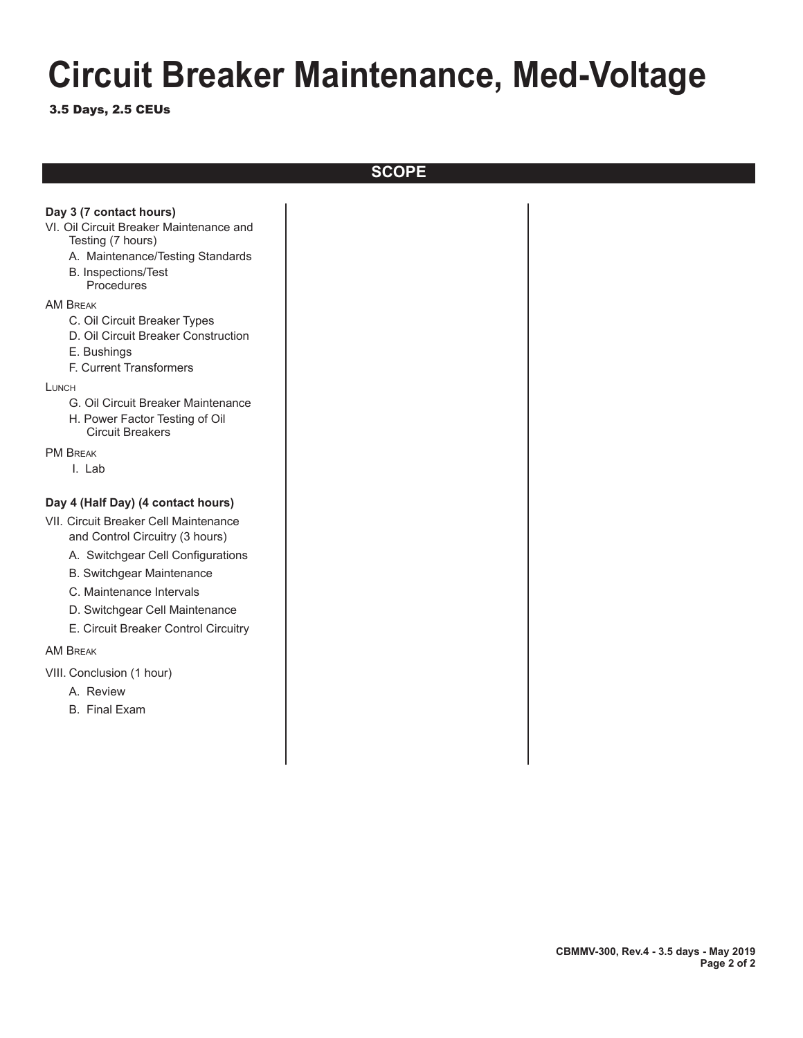# Circuit Breaker Maintenance, Med-Voltage

**3.5 Days, 2.5 CEUs**

## SCOPE

**Day 3 (7 contact hours)**

VI. Oil Circuit Breaker Maintenance and Testing (7 hours)

- A. Maintenance/Testing Standards
- B. Inspections/Test Procedures

AM Break

- C. Oil Circuit Breaker Types
- D. Oil Circuit Breaker Construction
- E. Bushings
- F. Current Transformers

Lunch

- G. Oil Circuit Breaker Maintenance
- H. Power Factor Testing of Oil Circuit Breakers

PM Break

- I. Lab

**Day 4 (Half Day) (4 contact hours)**

VII. Circuit Breaker Cell Maintenance and Control Circuitry (3 hours)

- A. Switchgear Cell Configurations
- B. Switchgear Maintenance
- C. Maintenance Intervals
- D. Switchgear Cell Maintenance
- E. Circuit Breaker Control Circuitry

AM Break

VIII. Conclusion (1 hour)

- A. Review
- B. Final Exam

**CBMMV-300, Rev.4 - 3.5 days - May 2019**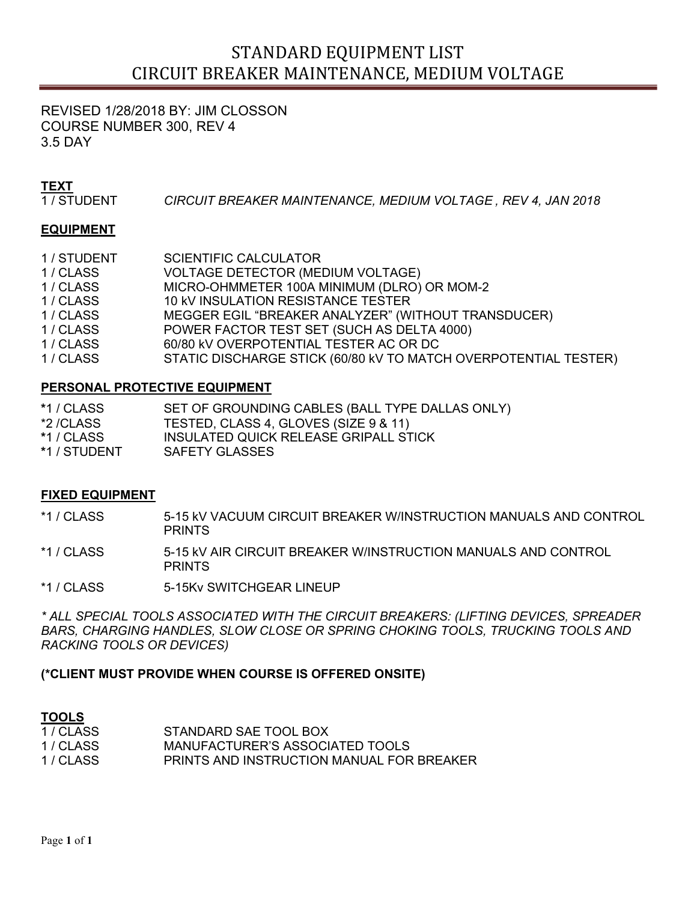# STANDARD EQUIPMENT LIST
# CIRCUIT BREAKER MAINTENANCE, MEDIUM VOLTAGE

REVISED 1/28/2018 BY: JIM CLOSSON
COURSE NUMBER 300, REV 4
3.5 DAY

**TEXT**

| | |
|---|---|
| 1 / STUDENT | *CIRCUIT BREAKER MAINTENANCE, MEDIUM VOLTAGE , REV 4, JAN 2018* |

**EQUIPMENT**

| | |
|---|---|
| 1 / STUDENT | SCIENTIFIC CALCULATOR |
| 1 / CLASS | VOLTAGE DETECTOR (MEDIUM VOLTAGE) |
| 1 / CLASS | MICRO-OHMMETER 100A MINIMUM (DLRO) OR MOM-2 |
| 1 / CLASS | 10 kV INSULATION RESISTANCE TESTER |
| 1 / CLASS | MEGGER EGIL “BREAKER ANALYZER” (WITHOUT TRANSDUCER) |
| 1 / CLASS | POWER FACTOR TEST SET (SUCH AS DELTA 4000) |
| 1 / CLASS | 60/80 kV OVERPOTENTIAL TESTER AC OR DC |
| 1 / CLASS | STATIC DISCHARGE STICK (60/80 kV TO MATCH OVERPOTENTIAL TESTER) |

**PERSONAL PROTECTIVE EQUIPMENT**

| | |
|---|---|
| **\***1 / CLASS | SET OF GROUNDING CABLES (BALL TYPE DALLAS ONLY) |
| *2 /CLASS | TESTED, CLASS 4, GLOVES (SIZE 9 & 11) |
| **\***1 / CLASS | INSULATED QUICK RELEASE GRIPALL STICK |
| **\***1 / STUDENT | SAFETY GLASSES |

**FIXED EQUIPMENT**

| | |
|---|---|
| *1 / CLASS | 5-15 kV VACUUM CIRCUIT BREAKER W/INSTRUCTION MANUALS AND CONTROL PRINTS |
| *1 / CLASS | 5-15 kV AIR CIRCUIT BREAKER W/INSTRUCTION MANUALS AND CONTROL PRINTS |
| *1 / CLASS | 5-15Kv SWITCHGEAR LINEUP |

*\* ALL SPECIAL TOOLS ASSOCIATED WITH THE CIRCUIT BREAKERS: (LIFTING DEVICES, SPREADER BARS, CHARGING HANDLES, SLOW CLOSE OR SPRING CHOKING TOOLS, TRUCKING TOOLS AND RACKING TOOLS OR DEVICES)*

**(*CLIENT MUST PROVIDE WHEN COURSE IS OFFERED ONSITE)**

**TOOLS**

| | |
|---|---|
| 1 / CLASS | STANDARD SAE TOOL BOX |
| 1 / CLASS | MANUFACTURER’S ASSOCIATED TOOLS |
| 1 / CLASS | PRINTS AND INSTRUCTION MANUAL FOR BREAKER |